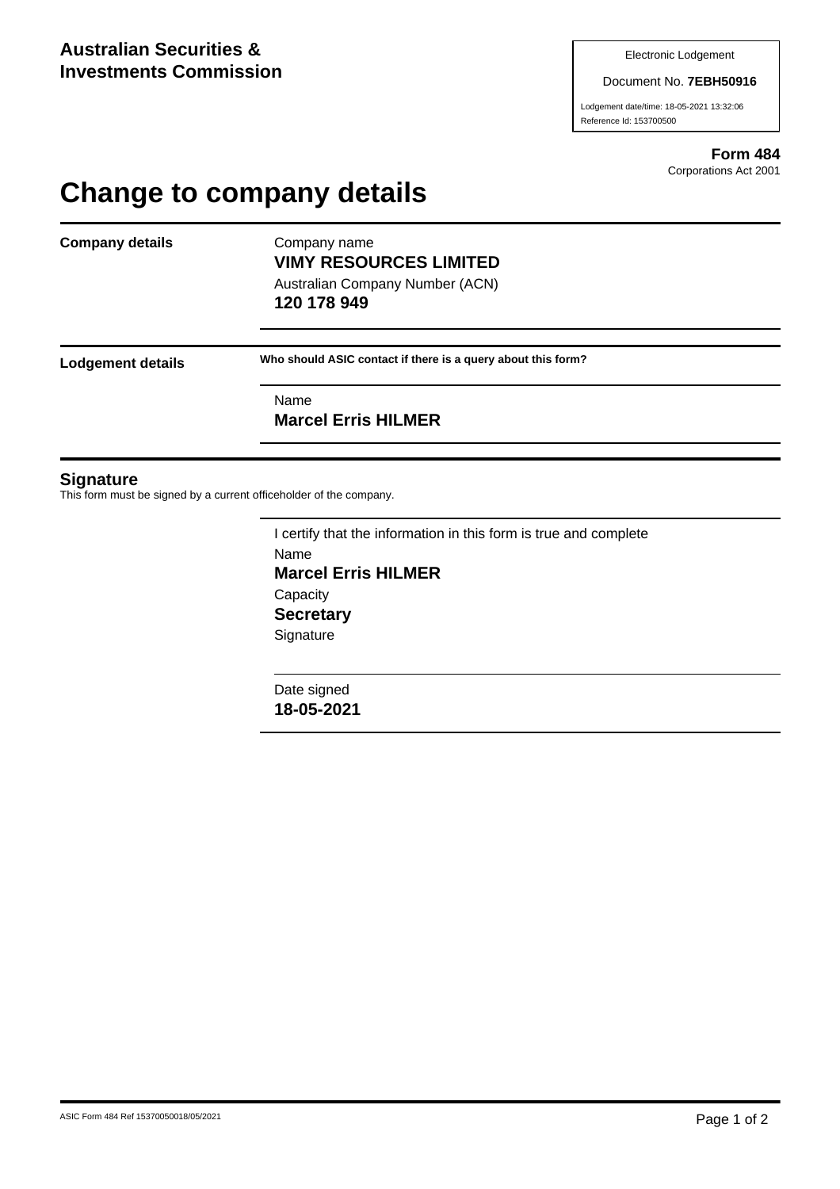**Australian Securities & Investments Commission**

Electronic Lodgement

Document No. **7EBH50916**

Lodgement date/time: 18-05-2021 13:32:06

Reference Id: 153700500

**Form 484**

Corporations Act 2001

# Change to company details

**Company details**

Company name

**VIMY RESOURCES LIMITED**

Australian Company Number (ACN)

**120 178 949**

**Lodgement details**

**Who should ASIC contact if there is a query about this form?**

Name

**Marcel Erris HILMER**

## Signature

This form must be signed by a current officeholder of the company.

I certify that the information in this form is true and complete

Name

**Marcel Erris HILMER**

Capacity

**Secretary**

Signature

Date signed

**18-05-2021**

ASIC Form 484 Ref 15370050018/05/2021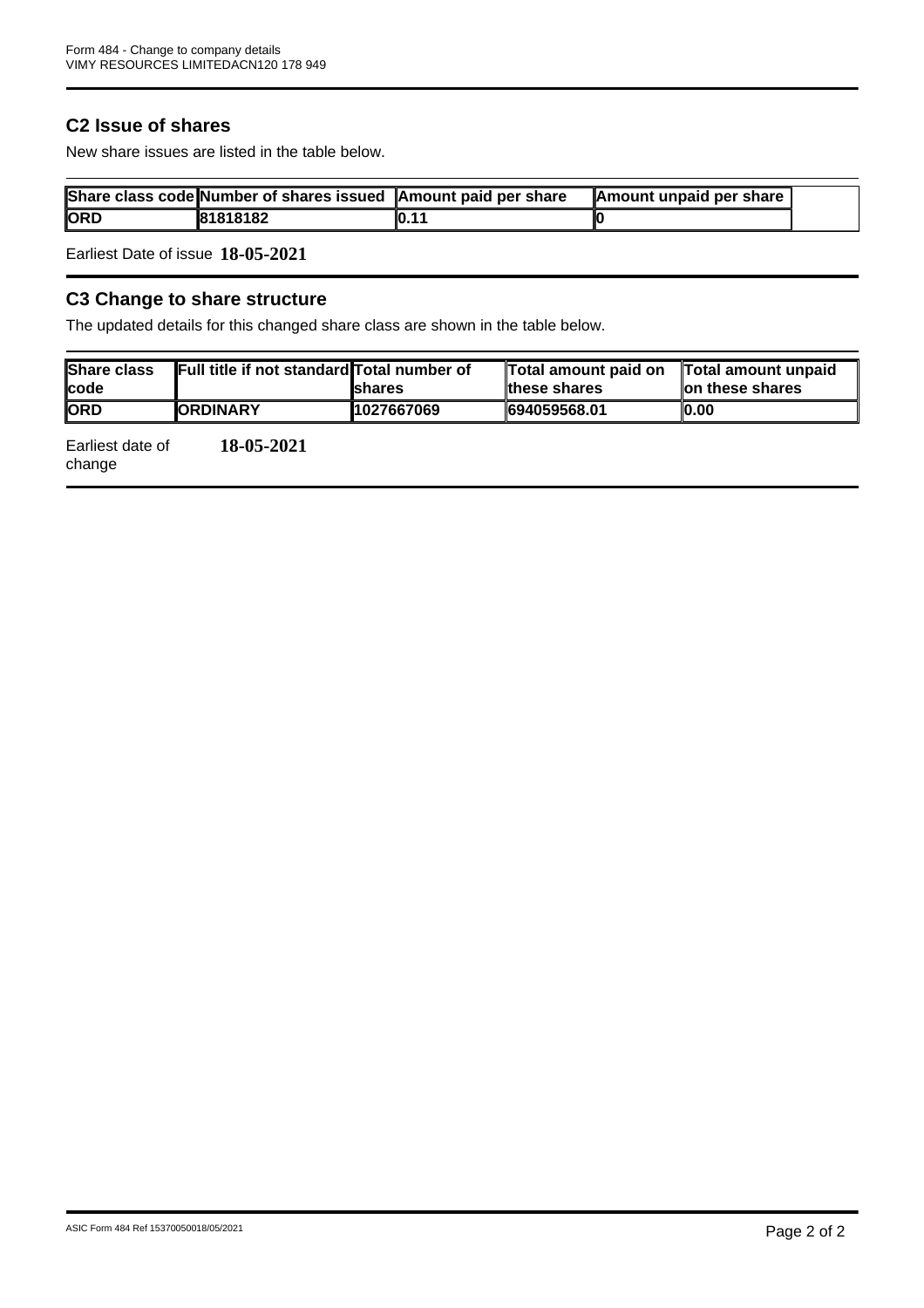## C2 Issue of shares

New share issues are listed in the table below.

| Share class code | Number of shares issued | Amount paid per share | Amount unpaid per share |
|---|---|---|---|
| ORD | 81818182 | 0.11 | 0 |

Earliest Date of issue **18-05-2021**

## C3 Change to share structure

The updated details for this changed share class are shown in the table below.

| Share class code | Full title if not standard | Total number of shares | Total amount paid on these shares | Total amount unpaid on these shares |
|---|---|---|---|---|
| ORD | ORDINARY | 1027667069 | 694059568.01 | 0.00 |

Earliest date of change **18-05-2021**